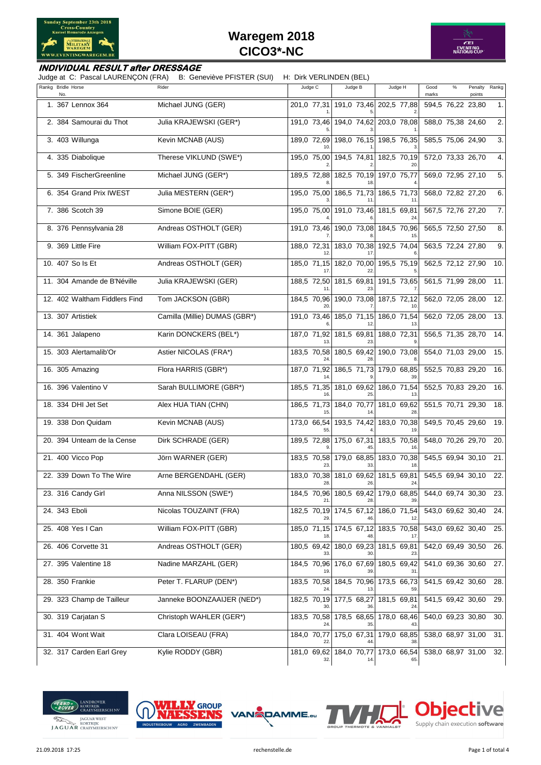# Waregem 2018
# CICO3*-NC

**INDIVIDUAL RESULT after DRESSAGE**

Judge at C: Pascal LAURENÇON (FRA) B: Geneviève PFISTER (SUI) H: Dirk VERLINDEN (BEL)

| Rankg | Bridle No. | Horse | Rider | Judge C | | | Judge B | | | Judge H | | | Good marks | % | Penalty points | Rankg |
|---|---|---|---|---|---|---|---|---|---|---|---|---|---|---|---|---|
| 1. | 367 | Lennox 364 | Michael JUNG (GER) | 201,0 | 77,31 | 1. | 191,0 | 73,46 | 5. | 202,5 | 77,88 | 2. | 594,5 | 76,22 | 23,80 | 1. |
| 2. | 384 | Samourai du Thot | Julia KRAJEWSKI (GER*) | 191,0 | 73,46 | 5. | 194,0 | 74,62 | 3. | 203,0 | 78,08 | 1. | 588,0 | 75,38 | 24,60 | 2. |
| 3. | 403 | Willunga | Kevin MCNAB (AUS) | 189,0 | 72,69 | 10. | 198,0 | 76,15 | 1. | 198,5 | 76,35 | 3. | 585,5 | 75,06 | 24,90 | 3. |
| 4. | 335 | Diabolique | Therese VIKLUND (SWE*) | 195,0 | 75,00 | 2. | 194,5 | 74,81 | 2. | 182,5 | 70,19 | 20. | 572,0 | 73,33 | 26,70 | 4. |
| 5. | 349 | FischerGreenline | Michael JUNG (GER*) | 189,5 | 72,88 | 8. | 182,5 | 70,19 | 18. | 197,0 | 75,77 | 4. | 569,0 | 72,95 | 27,10 | 5. |
| 6. | 354 | Grand Prix IWEST | Julia MESTERN (GER*) | 195,0 | 75,00 | 3. | 186,5 | 71,73 | 11. | 186,5 | 71,73 | 11. | 568,0 | 72,82 | 27,20 | 6. |
| 7. | 386 | Scotch 39 | Simone BOIE (GER) | 195,0 | 75,00 | 4. | 191,0 | 73,46 | 6. | 181,5 | 69,81 | 24. | 567,5 | 72,76 | 27,20 | 7. |
| 8. | 376 | Pennsylvania 28 | Andreas OSTHOLT (GER) | 191,0 | 73,46 | 7. | 190,0 | 73,08 | 8. | 184,5 | 70,96 | 15. | 565,5 | 72,50 | 27,50 | 8. |
| 9. | 369 | Little Fire | William FOX-PITT (GBR) | 188,0 | 72,31 | 12. | 183,0 | 70,38 | 17. | 192,5 | 74,04 | 6. | 563,5 | 72,24 | 27,80 | 9. |
| 10. | 407 | So Is Et | Andreas OSTHOLT (GER) | 185,0 | 71,15 | 17. | 182,0 | 70,00 | 22. | 195,5 | 75,19 | 5. | 562,5 | 72,12 | 27,90 | 10. |
| 11. | 304 | Amande de B'Néville | Julia KRAJEWSKI (GER) | 188,5 | 72,50 | 11. | 181,5 | 69,81 | 23. | 191,5 | 73,65 | 7. | 561,5 | 71,99 | 28,00 | 11. |
| 12. | 402 | Waltham Fiddlers Find | Tom JACKSON (GBR) | 184,5 | 70,96 | 20. | 190,0 | 73,08 | 7. | 187,5 | 72,12 | 10. | 562,0 | 72,05 | 28,00 | 12. |
| 13. | 307 | Artistiek | Camilla (Millie) DUMAS (GBR*) | 191,0 | 73,46 | 6. | 185,0 | 71,15 | 12. | 186,0 | 71,54 | 13. | 562,0 | 72,05 | 28,00 | 13. |
| 14. | 361 | Jalapeno | Karin DONCKERS (BEL*) | 187,0 | 71,92 | 13. | 181,5 | 69,81 | 23. | 188,0 | 72,31 | 9. | 556,5 | 71,35 | 28,70 | 14. |
| 15. | 303 | Alertamalib'Or | Astier NICOLAS (FRA*) | 183,5 | 70,58 | 24. | 180,5 | 69,42 | 28. | 190,0 | 73,08 | 8. | 554,0 | 71,03 | 29,00 | 15. |
| 16. | 305 | Amazing | Flora HARRIS (GBR*) | 187,0 | 71,92 | 14. | 186,5 | 71,73 | 9. | 179,0 | 68,85 | 39. | 552,5 | 70,83 | 29,20 | 16. |
| 16. | 396 | Valentino V | Sarah BULLIMORE (GBR*) | 185,5 | 71,35 | 16. | 181,0 | 69,62 | 25. | 186,0 | 71,54 | 13. | 552,5 | 70,83 | 29,20 | 16. |
| 18. | 334 | DHI Jet Set | Alex HUA TIAN (CHN) | 186,5 | 71,73 | 15. | 184,0 | 70,77 | 14. | 181,0 | 69,62 | 28. | 551,5 | 70,71 | 29,30 | 18. |
| 19. | 338 | Don Quidam | Kevin MCNAB (AUS) | 173,0 | 66,54 | 55. | 193,5 | 74,42 | 4. | 183,0 | 70,38 | 19. | 549,5 | 70,45 | 29,60 | 19. |
| 20. | 394 | Unteam de la Cense | Dirk SCHRADE (GER) | 189,5 | 72,88 | 9. | 175,0 | 67,31 | 45. | 183,5 | 70,58 | 16. | 548,0 | 70,26 | 29,70 | 20. |
| 21. | 400 | Vicco Pop | Jörn WARNER (GER) | 183,5 | 70,58 | 23. | 179,0 | 68,85 | 33. | 183,0 | 70,38 | 18. | 545,5 | 69,94 | 30,10 | 21. |
| 22. | 339 | Down To The Wire | Arne BERGENDAHL (GER) | 183,0 | 70,38 | 28. | 181,0 | 69,62 | 26. | 181,5 | 69,81 | 24. | 545,5 | 69,94 | 30,10 | 22. |
| 23. | 316 | Candy Girl | Anna NILSSON (SWE*) | 184,5 | 70,96 | 21. | 180,5 | 69,42 | 28. | 179,0 | 68,85 | 39. | 544,0 | 69,74 | 30,30 | 23. |
| 24. | 343 | Eboli | Nicolas TOUZAINT (FRA) | 182,5 | 70,19 | 29. | 174,5 | 67,12 | 46. | 186,0 | 71,54 | 12. | 543,0 | 69,62 | 30,40 | 24. |
| 25. | 408 | Yes I Can | William FOX-PITT (GBR) | 185,0 | 71,15 | 18. | 174,5 | 67,12 | 48. | 183,5 | 70,58 | 17. | 543,0 | 69,62 | 30,40 | 25. |
| 26. | 406 | Corvette 31 | Andreas OSTHOLT (GER) | 180,5 | 69,42 | 33. | 180,0 | 69,23 | 30. | 181,5 | 69,81 | 23. | 542,0 | 69,49 | 30,50 | 26. |
| 27. | 395 | Valentine 18 | Nadine MARZAHL (GER) | 184,5 | 70,96 | 19. | 176,0 | 67,69 | 39. | 180,5 | 69,42 | 31. | 541,0 | 69,36 | 30,60 | 27. |
| 28. | 350 | Frankie | Peter T. FLARUP (DEN*) | 183,5 | 70,58 | 24. | 184,5 | 70,96 | 13. | 173,5 | 66,73 | 59. | 541,5 | 69,42 | 30,60 | 28. |
| 29. | 323 | Champ de Tailleur | Janneke BOONZAAIJER (NED*) | 182,5 | 70,19 | 30. | 177,5 | 68,27 | 36. | 181,5 | 69,81 | 24. | 541,5 | 69,42 | 30,60 | 29. |
| 30. | 319 | Carjatan S | Christoph WAHLER (GER*) | 183,5 | 70,58 | 24. | 178,5 | 68,65 | 35. | 178,0 | 68,46 | 43. | 540,0 | 69,23 | 30,80 | 30. |
| 31. | 404 | Wont Wait | Clara LOISEAU (FRA) | 184,0 | 70,77 | 22. | 175,0 | 67,31 | 44. | 179,0 | 68,85 | 38. | 538,0 | 68,97 | 31,00 | 31. |
| 32. | 317 | Carden Earl Grey | Kylie RODDY (GBR) | 181,0 | 69,62 | 32. | 184,0 | 70,77 | 14. | 173,0 | 66,54 | 65. | 538,0 | 68,97 | 31,00 | 32. |

21.09.2018 17:25 rechenstelle.de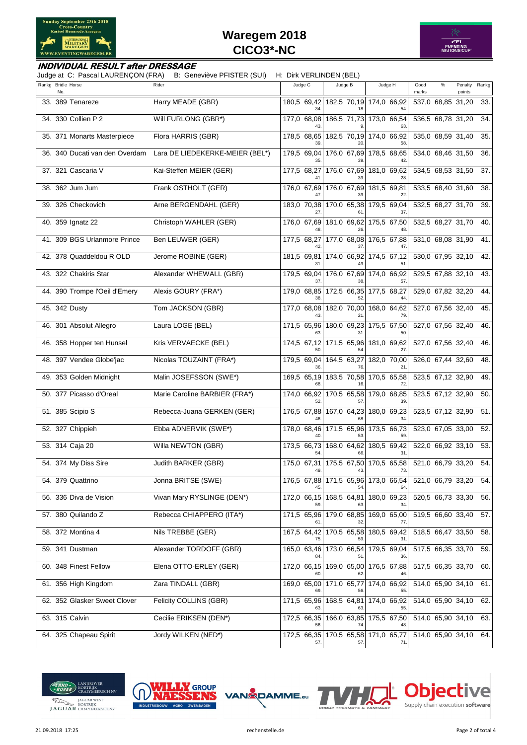# Waregem 2018
## CICO3*-NC

**INDIVIDUAL RESULT after DRESSAGE**

Judge at C: Pascal LAURENÇON (FRA) B: Geneviève PFISTER (SUI) H: Dirk VERLINDEN (BEL)

| Rankg | Bridle No. | Horse | Rider | Judge C | | Judge C rank | Judge B | | Judge B rank | Judge H | | Judge H rank | Good marks | % | Penalty points | Rankg |
|---|---|---|---|---|---|---|---|---|---|---|---|---|---|---|---|---|
| 33. | 389 | Tenareze | Harry MEADE (GBR) | 180,5 | 69,42 | 34. | 182,5 | 70,19 | 18. | 174,0 | 66,92 | 54. | 537,0 | 68,85 | 31,20 | 33. |
| 34. | 330 | Collien P 2 | Will FURLONG (GBR*) | 177,0 | 68,08 | 43. | 186,5 | 71,73 | 9. | 173,0 | 66,54 | 63. | 536,5 | 68,78 | 31,20 | 34. |
| 35. | 371 | Monarts Masterpiece | Flora HARRIS (GBR) | 178,5 | 68,65 | 39. | 182,5 | 70,19 | 20. | 174,0 | 66,92 | 58. | 535,0 | 68,59 | 31,40 | 35. |
| 36. | 340 | Ducati van den Overdam | Lara DE LIEDEKERKE-MEIER (BEL*) | 179,5 | 69,04 | 35. | 176,0 | 67,69 | 39. | 178,5 | 68,65 | 42. | 534,0 | 68,46 | 31,50 | 36. |
| 37. | 321 | Cascaria V | Kai-Steffen MEIER (GER) | 177,5 | 68,27 | 41. | 176,0 | 67,69 | 39. | 181,0 | 69,62 | 28. | 534,5 | 68,53 | 31,50 | 37. |
| 38. | 362 | Jum Jum | Frank OSTHOLT (GER) | 176,0 | 67,69 | 47. | 176,0 | 67,69 | 39. | 181,5 | 69,81 | 22. | 533,5 | 68,40 | 31,60 | 38. |
| 39. | 326 | Checkovich | Arne BERGENDAHL (GER) | 183,0 | 70,38 | 27. | 170,0 | 65,38 | 61. | 179,5 | 69,04 | 37. | 532,5 | 68,27 | 31,70 | 39. |
| 40. | 359 | Ignatz 22 | Christoph WAHLER (GER) | 176,0 | 67,69 | 48. | 181,0 | 69,62 | 26. | 175,5 | 67,50 | 48. | 532,5 | 68,27 | 31,70 | 40. |
| 41. | 309 | BGS Urlanmore Prince | Ben LEUWER (GER) | 177,5 | 68,27 | 42. | 177,0 | 68,08 | 37. | 176,5 | 67,88 | 47. | 531,0 | 68,08 | 31,90 | 41. |
| 42. | 378 | Quaddeldou R OLD | Jerome ROBINE (GER) | 181,5 | 69,81 | 31. | 174,0 | 66,92 | 49. | 174,5 | 67,12 | 51. | 530,0 | 67,95 | 32,10 | 42. |
| 43. | 322 | Chakiris Star | Alexander WHEWALL (GBR) | 179,5 | 69,04 | 37. | 176,0 | 67,69 | 38. | 174,0 | 66,92 | 57. | 529,5 | 67,88 | 32,10 | 43. |
| 44. | 390 | Trompe l'Oeil d'Emery | Alexis GOURY (FRA*) | 179,0 | 68,85 | 38. | 172,5 | 66,35 | 52. | 177,5 | 68,27 | 44. | 529,0 | 67,82 | 32,20 | 44. |
| 45. | 342 | Dusty | Tom JACKSON (GBR) | 177,0 | 68,08 | 43. | 182,0 | 70,00 | 21. | 168,0 | 64,62 | 79. | 527,0 | 67,56 | 32,40 | 45. |
| 46. | 301 | Absolut Allegro | Laura LOGE (BEL) | 171,5 | 65,96 | 63. | 180,0 | 69,23 | 31. | 175,5 | 67,50 | 50. | 527,0 | 67,56 | 32,40 | 46. |
| 46. | 358 | Hopper ten Hunsel | Kris VERVAECKE (BEL) | 174,5 | 67,12 | 50. | 171,5 | 65,96 | 54. | 181,0 | 69,62 | 27. | 527,0 | 67,56 | 32,40 | 46. |
| 48. | 397 | Vendee Globe'jac | Nicolas TOUZAINT (FRA*) | 179,5 | 69,04 | 36. | 164,5 | 63,27 | 76. | 182,0 | 70,00 | 21. | 526,0 | 67,44 | 32,60 | 48. |
| 49. | 353 | Golden Midnight | Malin JOSEFSSON (SWE*) | 169,5 | 65,19 | 68. | 183,5 | 70,58 | 16. | 170,5 | 65,58 | 72. | 523,5 | 67,12 | 32,90 | 49. |
| 50. | 377 | Picasso d'Oreal | Marie Caroline BARBIER (FRA*) | 174,0 | 66,92 | 52. | 170,5 | 65,58 | 57. | 179,0 | 68,85 | 39. | 523,5 | 67,12 | 32,90 | 50. |
| 51. | 385 | Scipio S | Rebecca-Juana GERKEN (GER) | 176,5 | 67,88 | 46. | 167,0 | 64,23 | 68. | 180,0 | 69,23 | 34. | 523,5 | 67,12 | 32,90 | 51. |
| 52. | 327 | Chippieh | Ebba ADNERVIK (SWE*) | 178,0 | 68,46 | 40. | 171,5 | 65,96 | 53. | 173,5 | 66,73 | 59. | 523,0 | 67,05 | 33,00 | 52. |
| 53. | 314 | Caja 20 | Willa NEWTON (GBR) | 173,5 | 66,73 | 54. | 168,0 | 64,62 | 66. | 180,5 | 69,42 | 31. | 522,0 | 66,92 | 33,10 | 53. |
| 54. | 374 | My Diss Sire | Judith BARKER (GBR) | 175,0 | 67,31 | 49. | 175,5 | 67,50 | 43. | 170,5 | 65,58 | 73. | 521,0 | 66,79 | 33,20 | 54. |
| 54. | 379 | Quattrino | Jonna BRITSE (SWE) | 176,5 | 67,88 | 45. | 171,5 | 65,96 | 54. | 173,0 | 66,54 | 64. | 521,0 | 66,79 | 33,20 | 54. |
| 56. | 336 | Diva de Vision | Vivan Mary RYSLINGE (DEN*) | 172,0 | 66,15 | 59. | 168,5 | 64,81 | 63. | 180,0 | 69,23 | 34. | 520,5 | 66,73 | 33,30 | 56. |
| 57. | 380 | Quilando Z | Rebecca CHIAPPERO (ITA*) | 171,5 | 65,96 | 61. | 179,0 | 68,85 | 32. | 169,0 | 65,00 | 77. | 519,5 | 66,60 | 33,40 | 57. |
| 58. | 372 | Montina 4 | Nils TREBBE (GER) | 167,5 | 64,42 | 75. | 170,5 | 65,58 | 59. | 180,5 | 69,42 | 31. | 518,5 | 66,47 | 33,50 | 58. |
| 59. | 341 | Dustman | Alexander TORDOFF (GBR) | 165,0 | 63,46 | 84. | 173,0 | 66,54 | 51. | 179,5 | 69,04 | 36. | 517,5 | 66,35 | 33,70 | 59. |
| 60. | 348 | Finest Fellow | Elena OTTO-ERLEY (GER) | 172,0 | 66,15 | 60. | 169,0 | 65,00 | 62. | 176,5 | 67,88 | 46. | 517,5 | 66,35 | 33,70 | 60. |
| 61. | 356 | High Kingdom | Zara TINDALL (GBR) | 169,0 | 65,00 | 69. | 171,0 | 65,77 | 56. | 174,0 | 66,92 | 55. | 514,0 | 65,90 | 34,10 | 61. |
| 62. | 352 | Glasker Sweet Clover | Felicity COLLINS (GBR) | 171,5 | 65,96 | 63. | 168,5 | 64,81 | 63. | 174,0 | 66,92 | 55. | 514,0 | 65,90 | 34,10 | 62. |
| 63. | 315 | Calvin | Cecilie ERIKSEN (DEN*) | 172,5 | 66,35 | 56. | 166,0 | 63,85 | 74. | 175,5 | 67,50 | 48. | 514,0 | 65,90 | 34,10 | 63. |
| 64. | 325 | Chapeau Spirit | Jordy WILKEN (NED*) | 172,5 | 66,35 | 57. | 170,5 | 65,58 | 57. | 171,0 | 65,77 | 71. | 514,0 | 65,90 | 34,10 | 64. |

21.09.2018 17:25 rechenstelle.de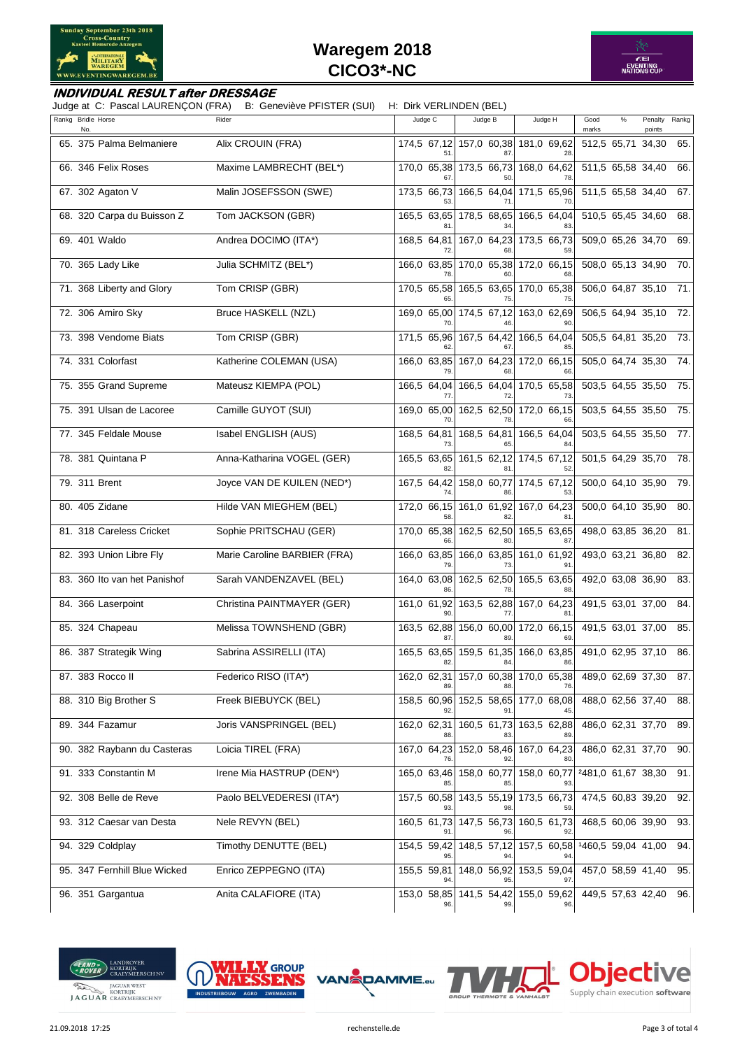# Waregem 2018
## CICO3*-NC

### INDIVIDUAL RESULT after DRESSAGE

Judge at C: Pascal LAURENÇON (FRA) B: Geneviève PFISTER (SUI) H: Dirk VERLINDEN (BEL)

| Rankg | Bridle No. | Horse | Rider | Judge C | % | Rk | Judge B | % | Rk | Judge H | % | Rk | Good marks | % | Penalty points | Rankg |
|---|---|---|---|---|---|---|---|---|---|---|---|---|---|---|---|---|
| 65. | 375 | Palma Belmaniere | Alix CROUIN (FRA) | 174,5 | 67,12 | 51. | 157,0 | 60,38 | 87. | 181,0 | 69,62 | 28. | 512,5 | 65,71 | 34,30 | 65. |
| 66. | 346 | Felix Roses | Maxime LAMBRECHT (BEL*) | 170,0 | 65,38 | 67. | 173,5 | 66,73 | 50. | 168,0 | 64,62 | 78. | 511,5 | 65,58 | 34,40 | 66. |
| 67. | 302 | Agaton V | Malin JOSEFSSON (SWE) | 173,5 | 66,73 | 53. | 166,5 | 64,04 | 71. | 171,5 | 65,96 | 70. | 511,5 | 65,58 | 34,40 | 67. |
| 68. | 320 | Carpa du Buisson Z | Tom JACKSON (GBR) | 165,5 | 63,65 | 81. | 178,5 | 68,65 | 34. | 166,5 | 64,04 | 83. | 510,5 | 65,45 | 34,60 | 68. |
| 69. | 401 | Waldo | Andrea DOCIMO (ITA*) | 168,5 | 64,81 | 72. | 167,0 | 64,23 | 68. | 173,5 | 66,73 | 59. | 509,0 | 65,26 | 34,70 | 69. |
| 70. | 365 | Lady Like | Julia SCHMITZ (BEL*) | 166,0 | 63,85 | 78. | 170,0 | 65,38 | 60. | 172,0 | 66,15 | 68. | 508,0 | 65,13 | 34,90 | 70. |
| 71. | 368 | Liberty and Glory | Tom CRISP (GBR) | 170,5 | 65,58 | 65. | 165,5 | 63,65 | 75. | 170,0 | 65,38 | 75. | 506,0 | 64,87 | 35,10 | 71. |
| 72. | 306 | Amiro Sky | Bruce HASKELL (NZL) | 169,0 | 65,00 | 70. | 174,5 | 67,12 | 46. | 163,0 | 62,69 | 90. | 506,5 | 64,94 | 35,10 | 72. |
| 73. | 398 | Vendome Biats | Tom CRISP (GBR) | 171,5 | 65,96 | 62. | 167,5 | 64,42 | 67. | 166,5 | 64,04 | 85. | 505,5 | 64,81 | 35,20 | 73. |
| 74. | 331 | Colorfast | Katherine COLEMAN (USA) | 166,0 | 63,85 | 79. | 167,0 | 64,23 | 68. | 172,0 | 66,15 | 66. | 505,0 | 64,74 | 35,30 | 74. |
| 75. | 355 | Grand Supreme | Mateusz KIEMPA (POL) | 166,5 | 64,04 | 77. | 166,5 | 64,04 | 72. | 170,5 | 65,58 | 73. | 503,5 | 64,55 | 35,50 | 75. |
| 75. | 391 | Ulsan de Lacoree | Camille GUYOT (SUI) | 169,0 | 65,00 | 70. | 162,5 | 62,50 | 78. | 172,0 | 66,15 | 66. | 503,5 | 64,55 | 35,50 | 75. |
| 77. | 345 | Feldale Mouse | Isabel ENGLISH (AUS) | 168,5 | 64,81 | 73. | 168,5 | 64,81 | 65. | 166,5 | 64,04 | 84. | 503,5 | 64,55 | 35,50 | 77. |
| 78. | 381 | Quintana P | Anna-Katharina VOGEL (GER) | 165,5 | 63,65 | 82. | 161,5 | 62,12 | 81. | 174,5 | 67,12 | 52. | 501,5 | 64,29 | 35,70 | 78. |
| 79. | 311 | Brent | Joyce VAN DE KUILEN (NED*) | 167,5 | 64,42 | 74. | 158,0 | 60,77 | 86. | 174,5 | 67,12 | 53. | 500,0 | 64,10 | 35,90 | 79. |
| 80. | 405 | Zidane | Hilde VAN MIEGHEM (BEL) | 172,0 | 66,15 | 58. | 161,0 | 61,92 | 82. | 167,0 | 64,23 | 81. | 500,0 | 64,10 | 35,90 | 80. |
| 81. | 318 | Careless Cricket | Sophie PRITSCHAU (GER) | 170,0 | 65,38 | 66. | 162,5 | 62,50 | 80. | 165,5 | 63,65 | 87. | 498,0 | 63,85 | 36,20 | 81. |
| 82. | 393 | Union Libre Fly | Marie Caroline BARBIER (FRA) | 166,0 | 63,85 | 79. | 166,0 | 63,85 | 73. | 161,0 | 61,92 | 91. | 493,0 | 63,21 | 36,80 | 82. |
| 83. | 360 | Ito van het Panishof | Sarah VANDENZAVEL (BEL) | 164,0 | 63,08 | 86. | 162,5 | 62,50 | 78. | 165,5 | 63,65 | 88. | 492,0 | 63,08 | 36,90 | 83. |
| 84. | 366 | Laserpoint | Christina PAINTMAYER (GER) | 161,0 | 61,92 | 90. | 163,5 | 62,88 | 77. | 167,0 | 64,23 | 81. | 491,5 | 63,01 | 37,00 | 84. |
| 85. | 324 | Chapeau | Melissa TOWNSHEND (GBR) | 163,5 | 62,88 | 87. | 156,0 | 60,00 | 89. | 172,0 | 66,15 | 69. | 491,5 | 63,01 | 37,00 | 85. |
| 86. | 387 | Strategik Wing | Sabrina ASSIRELLI (ITA) | 165,5 | 63,65 | 82. | 159,5 | 61,35 | 84. | 166,0 | 63,85 | 86. | 491,0 | 62,95 | 37,10 | 86. |
| 87. | 383 | Rocco II | Federico RISO (ITA*) | 162,0 | 62,31 | 89. | 157,0 | 60,38 | 88. | 170,0 | 65,38 | 76. | 489,0 | 62,69 | 37,30 | 87. |
| 88. | 310 | Big Brother S | Freek BIEBUYCK (BEL) | 158,5 | 60,96 | 92. | 152,5 | 58,65 | 91. | 177,0 | 68,08 | 45. | 488,0 | 62,56 | 37,40 | 88. |
| 89. | 344 | Fazamur | Joris VANSPRINGEL (BEL) | 162,0 | 62,31 | 88. | 160,5 | 61,73 | 83. | 163,5 | 62,88 | 89. | 486,0 | 62,31 | 37,70 | 89. |
| 90. | 382 | Raybann du Casteras | Loicia TIREL (FRA) | 167,0 | 64,23 | 76. | 152,0 | 58,46 | 92. | 167,0 | 64,23 | 80. | 486,0 | 62,31 | 37,70 | 90. |
| 91. | 333 | Constantin M | Irene Mia HASTRUP (DEN*) | 165,0 | 63,46 | 85. | 158,0 | 60,77 | 85. | 158,0 | 60,77 | 93. | [2]481,0 | 61,67 | 38,30 | 91. |
| 92. | 308 | Belle de Reve | Paolo BELVEDERESI (ITA*) | 157,5 | 60,58 | 93. | 143,5 | 55,19 | 98. | 173,5 | 66,73 | 59. | 474,5 | 60,83 | 39,20 | 92. |
| 93. | 312 | Caesar van Desta | Nele REVYN (BEL) | 160,5 | 61,73 | 91. | 147,5 | 56,73 | 96. | 160,5 | 61,73 | 92. | 468,5 | 60,06 | 39,90 | 93. |
| 94. | 329 | Coldplay | Timothy DENUTTE (BEL) | 154,5 | 59,42 | 95. | 148,5 | 57,12 | 94. | 157,5 | 60,58 | 94. | [1]460,5 | 59,04 | 41,00 | 94. |
| 95. | 347 | Fernhill Blue Wicked | Enrico ZEPPEGNO (ITA) | 155,5 | 59,81 | 94. | 148,0 | 56,92 | 95. | 153,5 | 59,04 | 97. | 457,0 | 58,59 | 41,40 | 95. |
| 96. | 351 | Gargantua | Anita CALAFIORE (ITA) | 153,0 | 58,85 | 96. | 141,5 | 54,42 | 99. | 155,0 | 59,62 | 96. | 449,5 | 57,63 | 42,40 | 96. |

21.09.2018 17:25 rechenstelle.de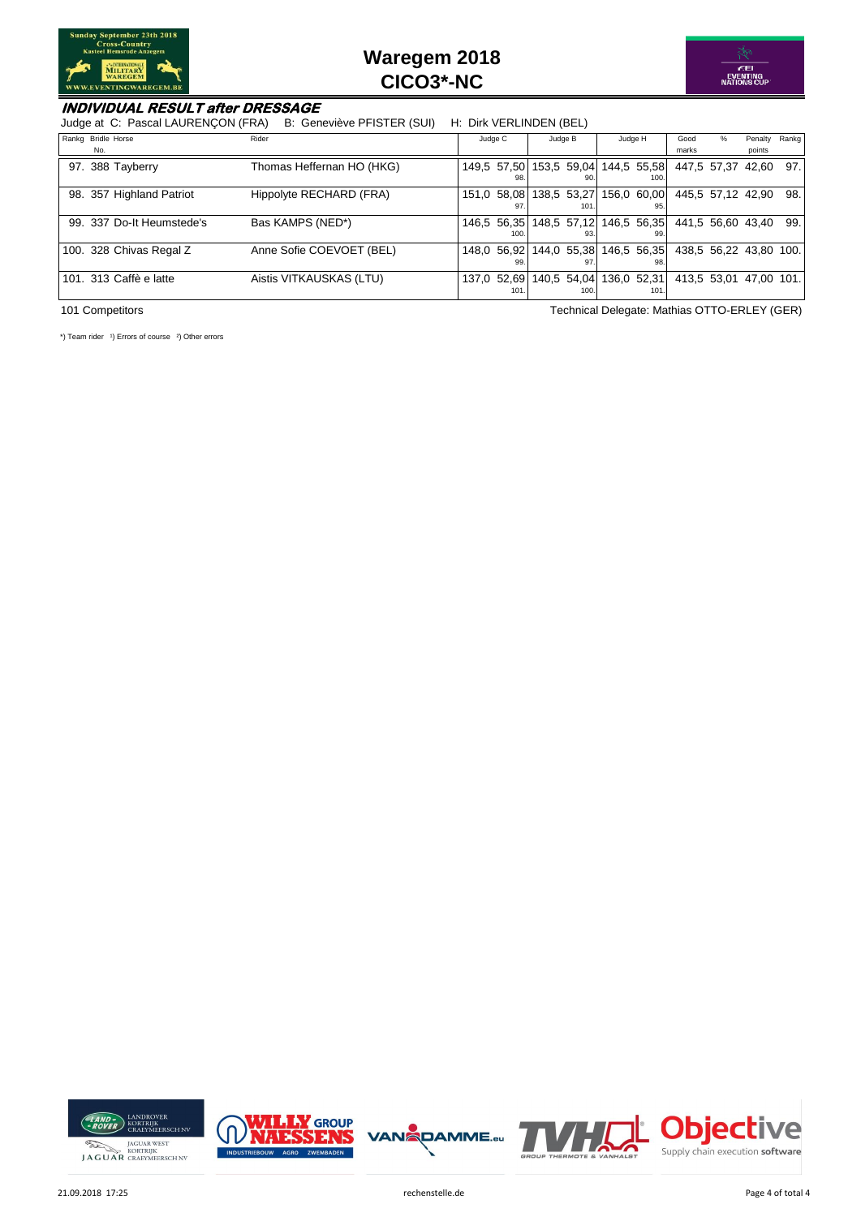# Waregem 2018
# CICO3*-NC

### INDIVIDUAL RESULT after DRESSAGE

Judge at C: Pascal LAURENÇON (FRA) B: Geneviève PFISTER (SUI) H: Dirk VERLINDEN (BEL)

| Rankg | Bridle No. | Horse | Rider | Judge C | | | Judge B | | | Judge H | | | Good marks | % | Penalty points | Rankg |
|---|---|---|---|---|---|---|---|---|---|---|---|---|---|---|---|---|
| 97. | 388 | Tayberry | Thomas Heffernan HO (HKG) | 149,5 | 57,50 | 98. | 153,5 | 59,04 | 90. | 144,5 | 55,58 | 100. | 447,5 | 57,37 | 42,60 | 97. |
| 98. | 357 | Highland Patriot | Hippolyte RECHARD (FRA) | 151,0 | 58,08 | 97. | 138,5 | 53,27 | 101. | 156,0 | 60,00 | 95. | 445,5 | 57,12 | 42,90 | 98. |
| 99. | 337 | Do-It Heumstede's | Bas KAMPS (NED*) | 146,5 | 56,35 | 100. | 148,5 | 57,12 | 93. | 146,5 | 56,35 | 99. | 441,5 | 56,60 | 43,40 | 99. |
| 100. | 328 | Chivas Regal Z | Anne Sofie COEVOET (BEL) | 148,0 | 56,92 | 99. | 144,0 | 55,38 | 97. | 146,5 | 56,35 | 98. | 438,5 | 56,22 | 43,80 | 100. |
| 101. | 313 | Caffè e latte | Aistis VITKAUSKAS (LTU) | 137,0 | 52,69 | 101. | 140,5 | 54,04 | 100. | 136,0 | 52,31 | 101. | 413,5 | 53,01 | 47,00 | 101. |

101 Competitors

Technical Delegate: Mathias OTTO-ERLEY (GER)

*) Team rider [1]) Errors of course [2]) Other errors

21.09.2018 17:25 rechenstelle.de